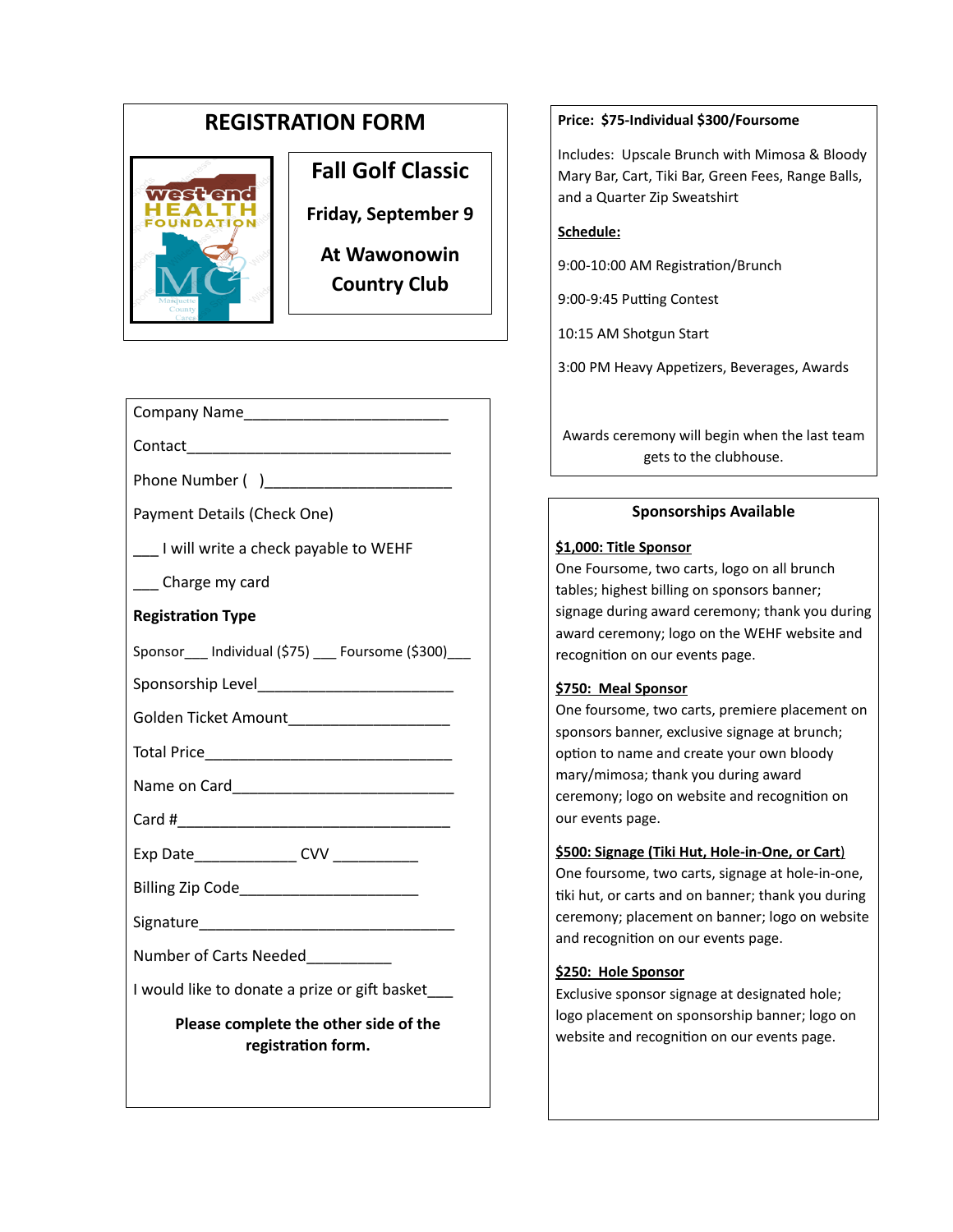# REGISTRATION FORM

## Fall Golf Classic

**Friday, September 9**

**At Wawonowin Country Club**

Company Name________________________

Contact________________________________

Phone Number (  )_____________________

Payment Details (Check One)

___ I will write a check payable to WEHF

___ Charge my card

**Registration Type**

Sponsor___ Individual ($75) ___ Foursome ($300)___

Sponsorship Level______________________

Golden Ticket Amount___________________

Total Price______________________________

Name on Card___________________________

Card #_________________________________

Exp Date____________ CVV __________

Billing Zip Code______________________

Signature______________________________

Number of Carts Needed__________

I would like to donate a prize or gift basket___

**Please complete the other side of the registration form.**

**Price: $75-Individual $300/Foursome**

Includes: Upscale Brunch with Mimosa & Bloody Mary Bar, Cart, Tiki Bar, Green Fees, Range Balls, and a Quarter Zip Sweatshirt

**Schedule:**

9:00-10:00 AM Registration/Brunch

9:00-9:45 Putting Contest

10:15 AM Shotgun Start

3:00 PM Heavy Appetizers, Beverages, Awards

Awards ceremony will begin when the last team gets to the clubhouse.

## Sponsorships Available

**$1,000: Title Sponsor**
One Foursome, two carts, logo on all brunch tables; highest billing on sponsors banner; signage during award ceremony; thank you during award ceremony; logo on the WEHF website and recognition on our events page.

**$750: Meal Sponsor**
One foursome, two carts, premiere placement on sponsors banner, exclusive signage at brunch; option to name and create your own bloody mary/mimosa; thank you during award ceremony; logo on website and recognition on our events page.

**$500: Signage (Tiki Hut, Hole-in-One, or Cart)**
One foursome, two carts, signage at hole-in-one, tiki hut, or carts and on banner; thank you during ceremony; placement on banner; logo on website and recognition on our events page.

**$250: Hole Sponsor**
Exclusive sponsor signage at designated hole; logo placement on sponsorship banner; logo on website and recognition on our events page.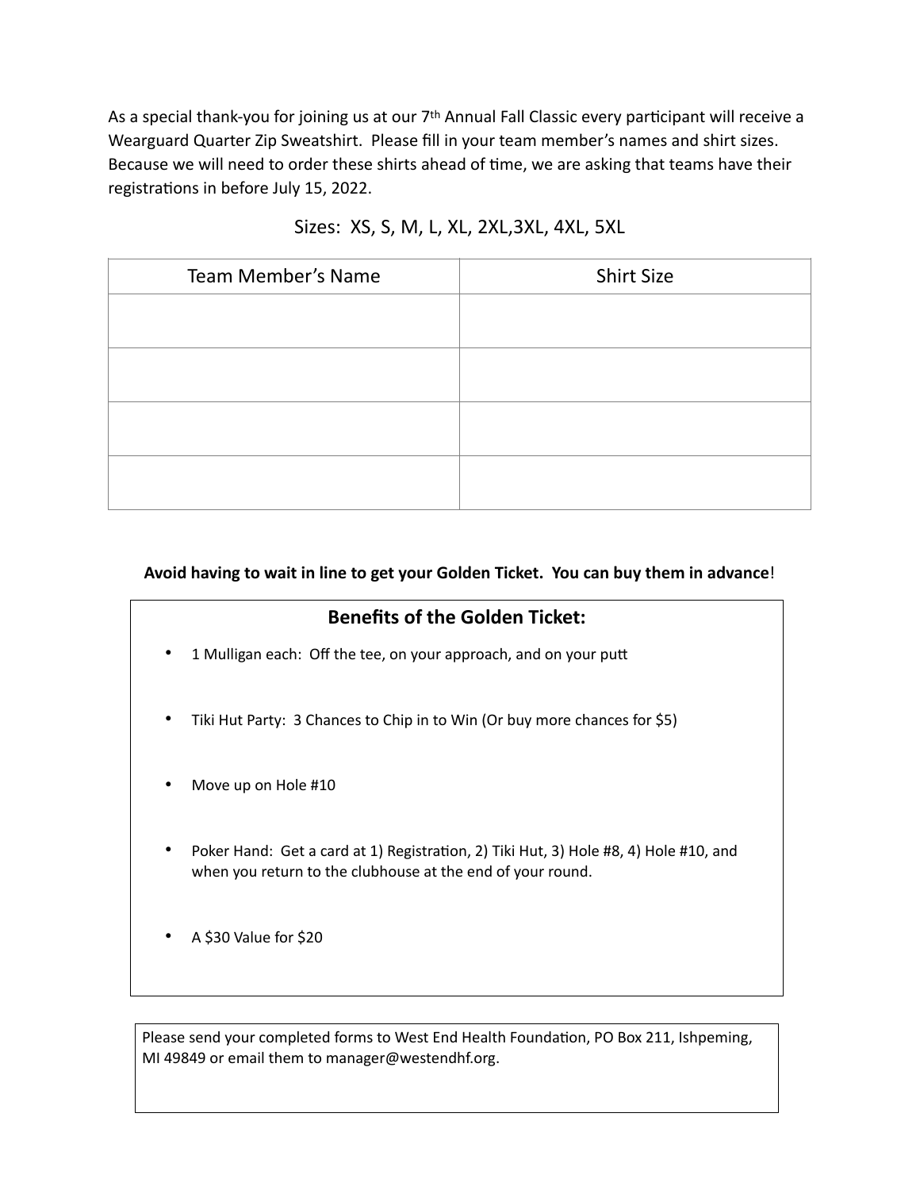As a special thank-you for joining us at our 7th Annual Fall Classic every participant will receive a Wearguard Quarter Zip Sweatshirt. Please fill in your team member's names and shirt sizes. Because we will need to order these shirts ahead of time, we are asking that teams have their registrations in before July 15, 2022.

Sizes: XS, S, M, L, XL, 2XL,3XL, 4XL, 5XL

| Team Member's Name | Shirt Size |
|---|---|
| | |
| | |
| | |
| | |

**Avoid having to wait in line to get your Golden Ticket. You can buy them in advance**!

**Benefits of the Golden Ticket:**

- 1 Mulligan each: Off the tee, on your approach, and on your putt
- Tiki Hut Party: 3 Chances to Chip in to Win (Or buy more chances for $5)
- Move up on Hole #10
- Poker Hand: Get a card at 1) Registration, 2) Tiki Hut, 3) Hole #8, 4) Hole #10, and when you return to the clubhouse at the end of your round.
- A $30 Value for $20

Please send your completed forms to West End Health Foundation, PO Box 211, Ishpeming, MI 49849 or email them to manager@westendhf.org.